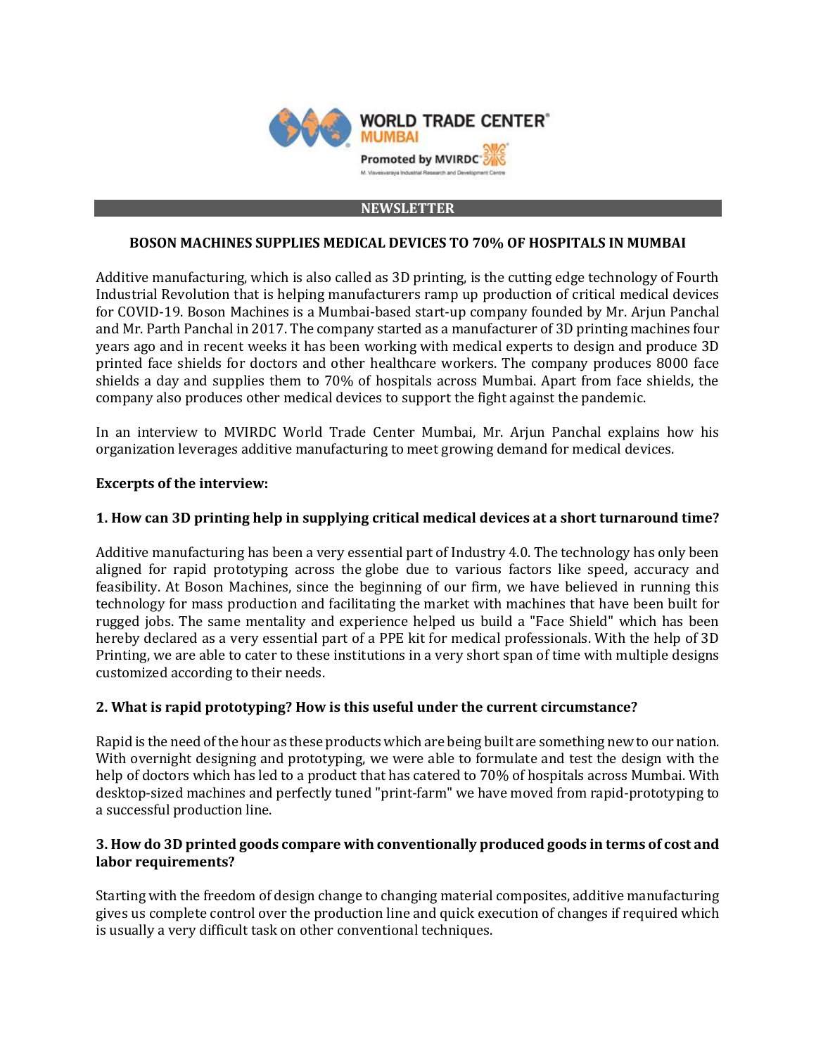WORLD TRADE CENTER® MUMBAI

Promoted by MVIRDC

M. Visvesvaraya Industrial Research and Development Centre

## NEWSLETTER

### BOSON MACHINES SUPPLIES MEDICAL DEVICES TO 70% OF HOSPITALS IN MUMBAI

Additive manufacturing, which is also called as 3D printing, is the cutting edge technology of Fourth Industrial Revolution that is helping manufacturers ramp up production of critical medical devices for COVID-19. Boson Machines is a Mumbai-based start-up company founded by Mr. Arjun Panchal and Mr. Parth Panchal in 2017. The company started as a manufacturer of 3D printing machines four years ago and in recent weeks it has been working with medical experts to design and produce 3D printed face shields for doctors and other healthcare workers. The company produces 8000 face shields a day and supplies them to 70% of hospitals across Mumbai. Apart from face shields, the company also produces other medical devices to support the fight against the pandemic.

In an interview to MVIRDC World Trade Center Mumbai, Mr. Arjun Panchal explains how his organization leverages additive manufacturing to meet growing demand for medical devices.

**Excerpts of the interview:**

**1. How can 3D printing help in supplying critical medical devices at a short turnaround time?**

Additive manufacturing has been a very essential part of Industry 4.0. The technology has only been aligned for rapid prototyping across the globe due to various factors like speed, accuracy and feasibility. At Boson Machines, since the beginning of our firm, we have believed in running this technology for mass production and facilitating the market with machines that have been built for rugged jobs. The same mentality and experience helped us build a "Face Shield" which has been hereby declared as a very essential part of a PPE kit for medical professionals. With the help of 3D Printing, we are able to cater to these institutions in a very short span of time with multiple designs customized according to their needs.

**2. What is rapid prototyping? How is this useful under the current circumstance?**

Rapid is the need of the hour as these products which are being built are something new to our nation. With overnight designing and prototyping, we were able to formulate and test the design with the help of doctors which has led to a product that has catered to 70% of hospitals across Mumbai. With desktop-sized machines and perfectly tuned "print-farm" we have moved from rapid-prototyping to a successful production line.

**3. How do 3D printed goods compare with conventionally produced goods in terms of cost and labor requirements?**

Starting with the freedom of design change to changing material composites, additive manufacturing gives us complete control over the production line and quick execution of changes if required which is usually a very difficult task on other conventional techniques.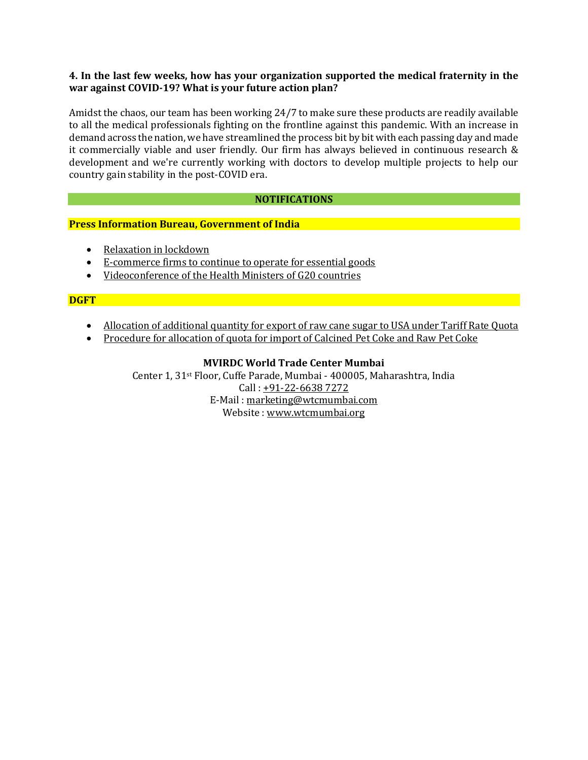**4. In the last few weeks, how has your organization supported the medical fraternity in the war against COVID-19? What is your future action plan?**

Amidst the chaos, our team has been working 24/7 to make sure these products are readily available to all the medical professionals fighting on the frontline against this pandemic. With an increase in demand across the nation, we have streamlined the process bit by bit with each passing day and made it commercially viable and user friendly. Our firm has always believed in continuous research & development and we're currently working with doctors to develop multiple projects to help our country gain stability in the post-COVID era.

## NOTIFICATIONS

### Press Information Bureau, Government of India

- Relaxation in lockdown
- E-commerce firms to continue to operate for essential goods
- Videoconference of the Health Ministers of G20 countries

### DGFT

- Allocation of additional quantity for export of raw cane sugar to USA under Tariff Rate Quota
- Procedure for allocation of quota for import of Calcined Pet Coke and Raw Pet Coke

**MVIRDC World Trade Center Mumbai**
Center 1, 31st Floor, Cuffe Parade, Mumbai - 400005, Maharashtra, India
Call : +91-22-6638 7272
E-Mail : marketing@wtcmumbai.com
Website : www.wtcmumbai.org